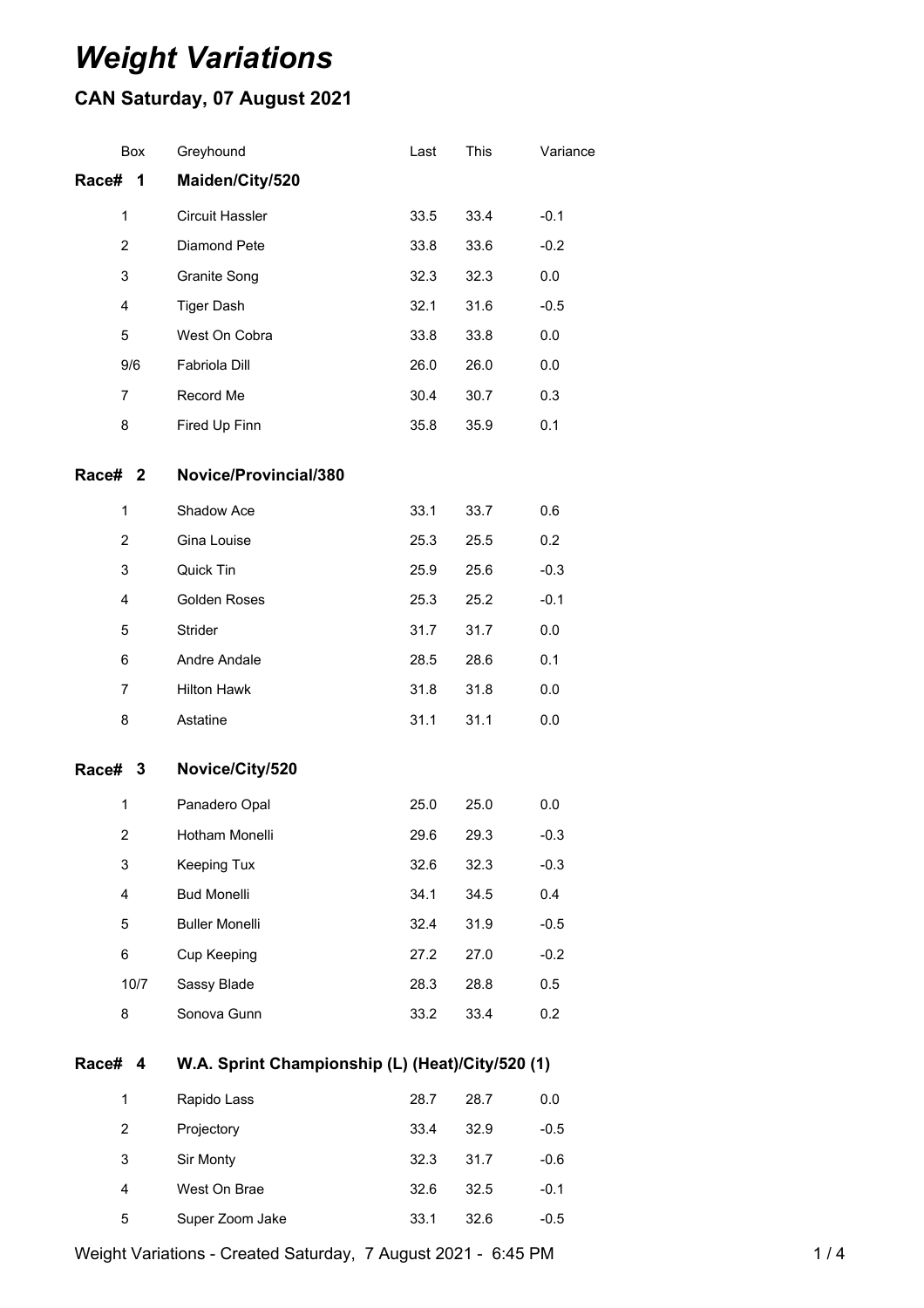# *Weight Variations*

## CAN Saturday, 07 August 2021

| Box | Greyhound | Last | This | Variance |
|---|---|---|---|---|
| **Race# 1** | **Maiden/City/520** | | | |
| 1 | Circuit Hassler | 33.5 | 33.4 | -0.1 |
| 2 | Diamond Pete | 33.8 | 33.6 | -0.2 |
| 3 | Granite Song | 32.3 | 32.3 | 0.0 |
| 4 | Tiger Dash | 32.1 | 31.6 | -0.5 |
| 5 | West On Cobra | 33.8 | 33.8 | 0.0 |
| 9/6 | Fabriola Dill | 26.0 | 26.0 | 0.0 |
| 7 | Record Me | 30.4 | 30.7 | 0.3 |
| 8 | Fired Up Finn | 35.8 | 35.9 | 0.1 |
| **Race# 2** | **Novice/Provincial/380** | | | |
| 1 | Shadow Ace | 33.1 | 33.7 | 0.6 |
| 2 | Gina Louise | 25.3 | 25.5 | 0.2 |
| 3 | Quick Tin | 25.9 | 25.6 | -0.3 |
| 4 | Golden Roses | 25.3 | 25.2 | -0.1 |
| 5 | Strider | 31.7 | 31.7 | 0.0 |
| 6 | Andre Andale | 28.5 | 28.6 | 0.1 |
| 7 | Hilton Hawk | 31.8 | 31.8 | 0.0 |
| 8 | Astatine | 31.1 | 31.1 | 0.0 |
| **Race# 3** | **Novice/City/520** | | | |
| 1 | Panadero Opal | 25.0 | 25.0 | 0.0 |
| 2 | Hotham Monelli | 29.6 | 29.3 | -0.3 |
| 3 | Keeping Tux | 32.6 | 32.3 | -0.3 |
| 4 | Bud Monelli | 34.1 | 34.5 | 0.4 |
| 5 | Buller Monelli | 32.4 | 31.9 | -0.5 |
| 6 | Cup Keeping | 27.2 | 27.0 | -0.2 |
| 10/7 | Sassy Blade | 28.3 | 28.8 | 0.5 |
| 8 | Sonova Gunn | 33.2 | 33.4 | 0.2 |
| **Race# 4** | **W.A. Sprint Championship (L) (Heat)/City/520 (1)** | | | |
| 1 | Rapido Lass | 28.7 | 28.7 | 0.0 |
| 2 | Projectory | 33.4 | 32.9 | -0.5 |
| 3 | Sir Monty | 32.3 | 31.7 | -0.6 |
| 4 | West On Brae | 32.6 | 32.5 | -0.1 |
| 5 | Super Zoom Jake | 33.1 | 32.6 | -0.5 |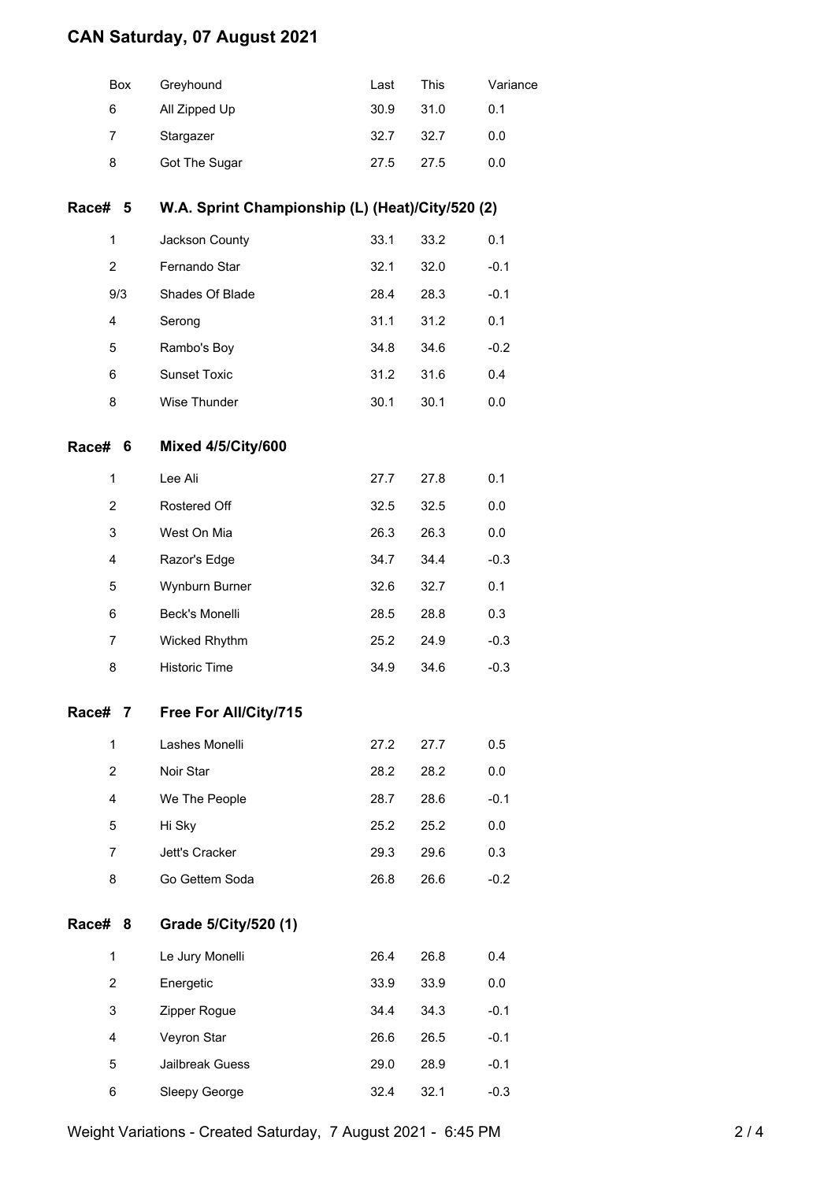# CAN Saturday, 07 August 2021

| Box | Greyhound | Last | This | Variance |
|---|---|---|---|---|
| 6 | All Zipped Up | 30.9 | 31.0 | 0.1 |
| 7 | Stargazer | 32.7 | 32.7 | 0.0 |
| 8 | Got The Sugar | 27.5 | 27.5 | 0.0 |

## Race# 5 W.A. Sprint Championship (L) (Heat)/City/520 (2)

| Box | Greyhound | Last | This | Variance |
|---|---|---|---|---|
| 1 | Jackson County | 33.1 | 33.2 | 0.1 |
| 2 | Fernando Star | 32.1 | 32.0 | -0.1 |
| 9/3 | Shades Of Blade | 28.4 | 28.3 | -0.1 |
| 4 | Serong | 31.1 | 31.2 | 0.1 |
| 5 | Rambo's Boy | 34.8 | 34.6 | -0.2 |
| 6 | Sunset Toxic | 31.2 | 31.6 | 0.4 |
| 8 | Wise Thunder | 30.1 | 30.1 | 0.0 |

## Race# 6 Mixed 4/5/City/600

| Box | Greyhound | Last | This | Variance |
|---|---|---|---|---|
| 1 | Lee Ali | 27.7 | 27.8 | 0.1 |
| 2 | Rostered Off | 32.5 | 32.5 | 0.0 |
| 3 | West On Mia | 26.3 | 26.3 | 0.0 |
| 4 | Razor's Edge | 34.7 | 34.4 | -0.3 |
| 5 | Wynburn Burner | 32.6 | 32.7 | 0.1 |
| 6 | Beck's Monelli | 28.5 | 28.8 | 0.3 |
| 7 | Wicked Rhythm | 25.2 | 24.9 | -0.3 |
| 8 | Historic Time | 34.9 | 34.6 | -0.3 |

## Race# 7 Free For All/City/715

| Box | Greyhound | Last | This | Variance |
|---|---|---|---|---|
| 1 | Lashes Monelli | 27.2 | 27.7 | 0.5 |
| 2 | Noir Star | 28.2 | 28.2 | 0.0 |
| 4 | We The People | 28.7 | 28.6 | -0.1 |
| 5 | Hi Sky | 25.2 | 25.2 | 0.0 |
| 7 | Jett's Cracker | 29.3 | 29.6 | 0.3 |
| 8 | Go Gettem Soda | 26.8 | 26.6 | -0.2 |

## Race# 8 Grade 5/City/520 (1)

| Box | Greyhound | Last | This | Variance |
|---|---|---|---|---|
| 1 | Le Jury Monelli | 26.4 | 26.8 | 0.4 |
| 2 | Energetic | 33.9 | 33.9 | 0.0 |
| 3 | Zipper Rogue | 34.4 | 34.3 | -0.1 |
| 4 | Veyron Star | 26.6 | 26.5 | -0.1 |
| 5 | Jailbreak Guess | 29.0 | 28.9 | -0.1 |
| 6 | Sleepy George | 32.4 | 32.1 | -0.3 |

Weight Variations - Created Saturday, 7 August 2021 - 6:45 PM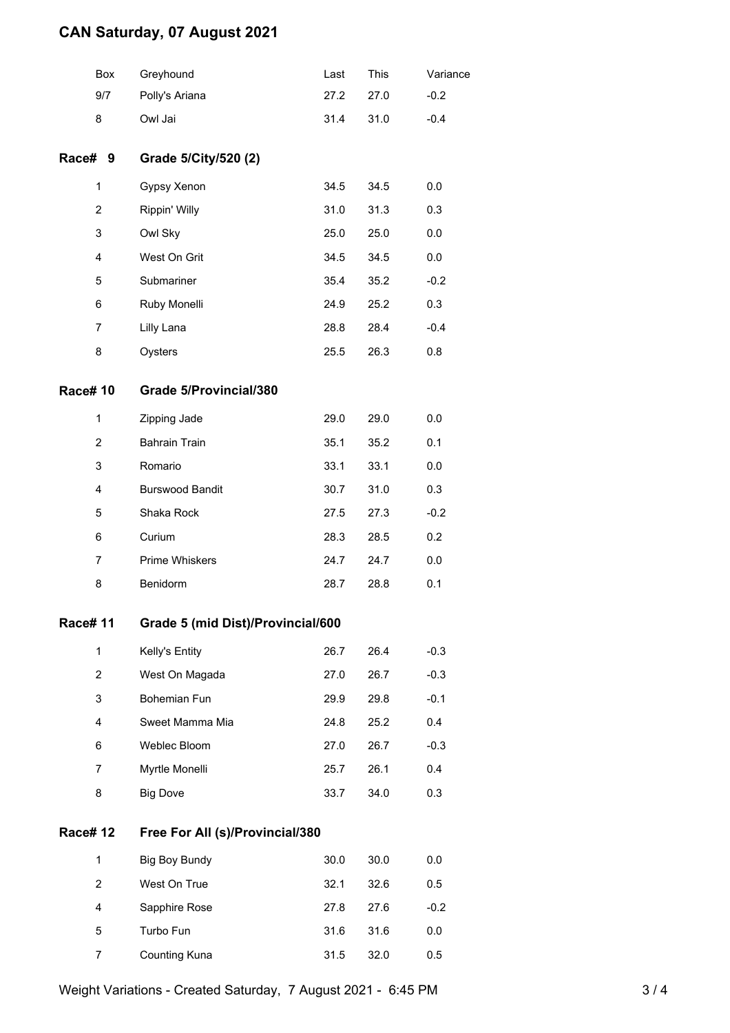# CAN Saturday, 07 August 2021

| Box | Greyhound | Last | This | Variance |
|---|---|---|---|---|
| 9/7 | Polly's Ariana | 27.2 | 27.0 | -0.2 |
| 8 | Owl Jai | 31.4 | 31.0 | -0.4 |

## Race# 9 Grade 5/City/520 (2)

| Box | Greyhound | Last | This | Variance |
|---|---|---|---|---|
| 1 | Gypsy Xenon | 34.5 | 34.5 | 0.0 |
| 2 | Rippin' Willy | 31.0 | 31.3 | 0.3 |
| 3 | Owl Sky | 25.0 | 25.0 | 0.0 |
| 4 | West On Grit | 34.5 | 34.5 | 0.0 |
| 5 | Submariner | 35.4 | 35.2 | -0.2 |
| 6 | Ruby Monelli | 24.9 | 25.2 | 0.3 |
| 7 | Lilly Lana | 28.8 | 28.4 | -0.4 |
| 8 | Oysters | 25.5 | 26.3 | 0.8 |

## Race# 10 Grade 5/Provincial/380

| Box | Greyhound | Last | This | Variance |
|---|---|---|---|---|
| 1 | Zipping Jade | 29.0 | 29.0 | 0.0 |
| 2 | Bahrain Train | 35.1 | 35.2 | 0.1 |
| 3 | Romario | 33.1 | 33.1 | 0.0 |
| 4 | Burswood Bandit | 30.7 | 31.0 | 0.3 |
| 5 | Shaka Rock | 27.5 | 27.3 | -0.2 |
| 6 | Curium | 28.3 | 28.5 | 0.2 |
| 7 | Prime Whiskers | 24.7 | 24.7 | 0.0 |
| 8 | Benidorm | 28.7 | 28.8 | 0.1 |

## Race# 11 Grade 5 (mid Dist)/Provincial/600

| Box | Greyhound | Last | This | Variance |
|---|---|---|---|---|
| 1 | Kelly's Entity | 26.7 | 26.4 | -0.3 |
| 2 | West On Magada | 27.0 | 26.7 | -0.3 |
| 3 | Bohemian Fun | 29.9 | 29.8 | -0.1 |
| 4 | Sweet Mamma Mia | 24.8 | 25.2 | 0.4 |
| 6 | Weblec Bloom | 27.0 | 26.7 | -0.3 |
| 7 | Myrtle Monelli | 25.7 | 26.1 | 0.4 |
| 8 | Big Dove | 33.7 | 34.0 | 0.3 |

## Race# 12 Free For All (s)/Provincial/380

| Box | Greyhound | Last | This | Variance |
|---|---|---|---|---|
| 1 | Big Boy Bundy | 30.0 | 30.0 | 0.0 |
| 2 | West On True | 32.1 | 32.6 | 0.5 |
| 4 | Sapphire Rose | 27.8 | 27.6 | -0.2 |
| 5 | Turbo Fun | 31.6 | 31.6 | 0.0 |
| 7 | Counting Kuna | 31.5 | 32.0 | 0.5 |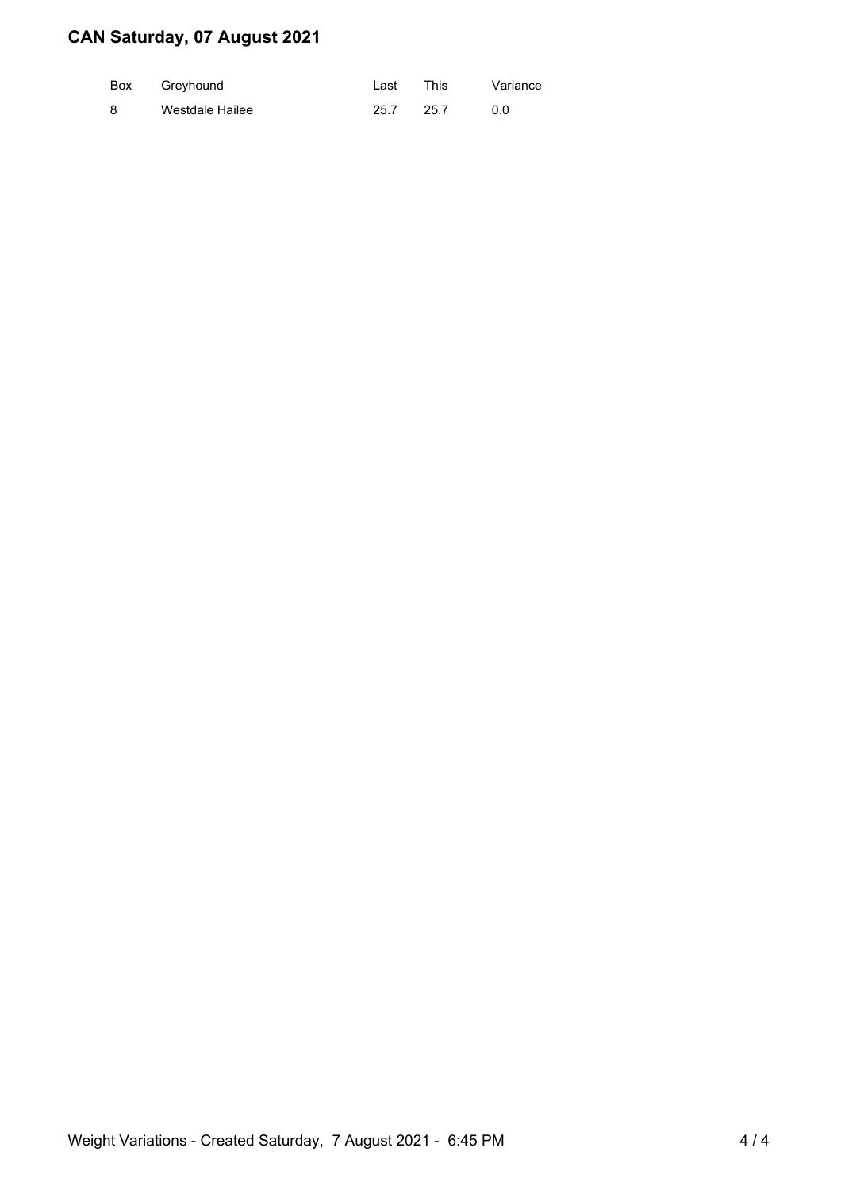# CAN Saturday, 07 August 2021

| Box | Greyhound | Last | This | Variance |
|---|---|---|---|---|
| 8 | Westdale Hailee | 25.7 | 25.7 | 0.0 |